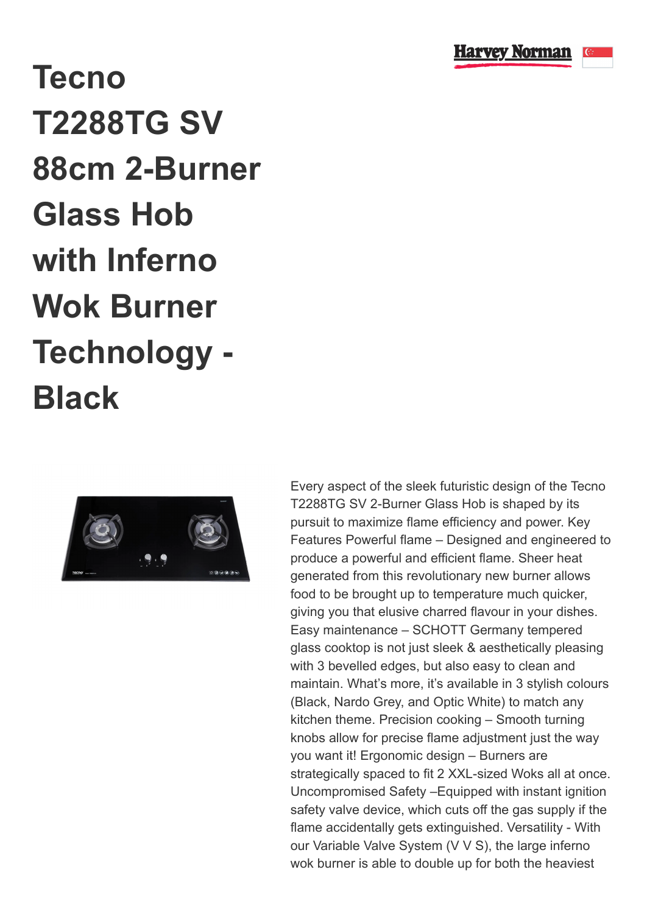# Tecno T2288TG SV 88cm 2-Burner Glass Hob with Inferno Wok Burner Technology - Black

Every aspect of the sleek futuristic design of the Tecno T2288TG SV 2-Burner Glass Hob is shaped by its pursuit to maximize flame efficiency and power. Key Features Powerful flame – Designed and engineered to produce a powerful and efficient flame. Sheer heat generated from this revolutionary new burner allows food to be brought up to temperature much quicker, giving you that elusive charred flavour in your dishes. Easy maintenance – SCHOTT Germany tempered glass cooktop is not just sleek & aesthetically pleasing with 3 bevelled edges, but also easy to clean and maintain. What's more, it's available in 3 stylish colours (Black, Nardo Grey, and Optic White) to match any kitchen theme. Precision cooking – Smooth turning knobs allow for precise flame adjustment just the way you want it! Ergonomic design – Burners are strategically spaced to fit 2 XXL-sized Woks all at once. Uncompromised Safety –Equipped with instant ignition safety valve device, which cuts off the gas supply if the flame accidentally gets extinguished. Versatility - With our Variable Valve System (V V S), the large inferno wok burner is able to double up for both the heaviest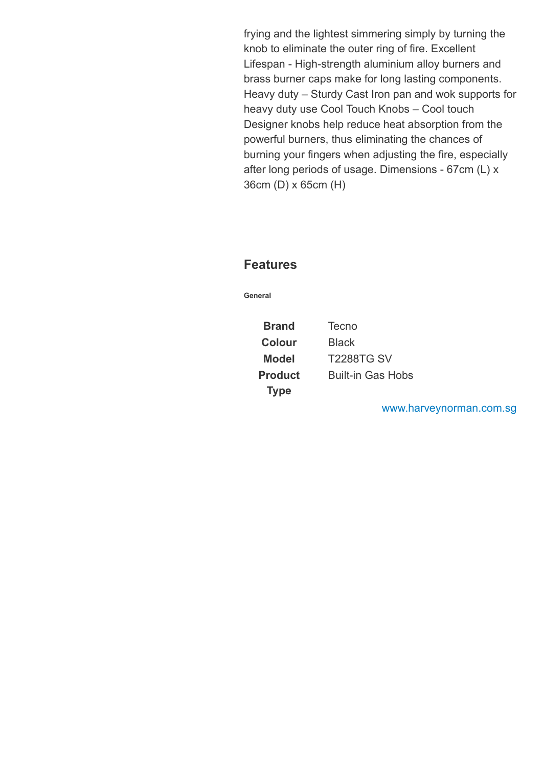frying and the lightest simmering simply by turning the knob to eliminate the outer ring of fire. Excellent Lifespan - High-strength aluminium alloy burners and brass burner caps make for long lasting components. Heavy duty – Sturdy Cast Iron pan and wok supports for heavy duty use Cool Touch Knobs – Cool touch Designer knobs help reduce heat absorption from the powerful burners, thus eliminating the chances of burning your fingers when adjusting the fire, especially after long periods of usage. Dimensions - 67cm (L) x 36cm (D) x 65cm (H)

## Features

**General**

| | |
|---|---|
| **Brand** | Tecno |
| **Colour** | Black |
| **Model** | T2288TG SV |
| **Product Type** | Built-in Gas Hobs |

www.harveynorman.com.sg